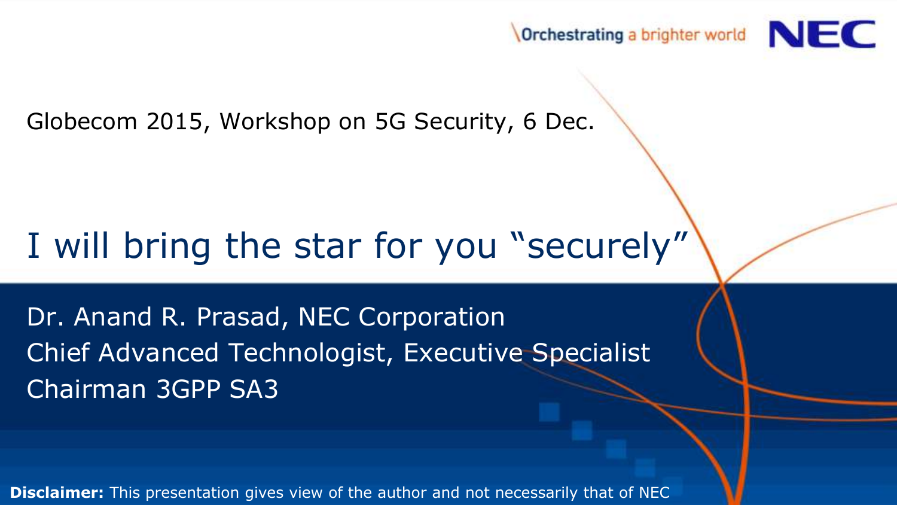Orchestrating a brighter world NEC

Globecom 2015, Workshop on 5G Security, 6 Dec.

# I will bring the star for you "securely"

Dr. Anand R. Prasad, NEC Corporation
Chief Advanced Technologist, Executive Specialist
Chairman 3GPP SA3

**Disclaimer:** This presentation gives view of the author and not necessarily that of NEC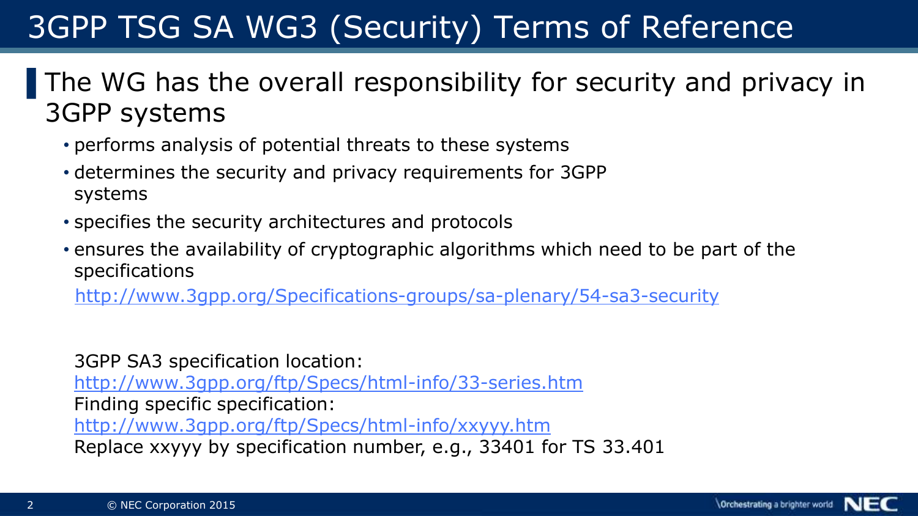# 3GPP TSG SA WG3 (Security) Terms of Reference

- The WG has the overall responsibility for security and privacy in 3GPP systems
  - performs analysis of potential threats to these systems
  - determines the security and privacy requirements for 3GPP systems
  - specifies the security architectures and protocols
  - ensures the availability of cryptographic algorithms which need to be part of the specifications

  http://www.3gpp.org/Specifications-groups/sa-plenary/54-sa3-security

3GPP SA3 specification location:
http://www.3gpp.org/ftp/Specs/html-info/33-series.htm
Finding specific specification:
http://www.3gpp.org/ftp/Specs/html-info/xxyyy.htm
Replace xxyyy by specification number, e.g., 33401 for TS 33.401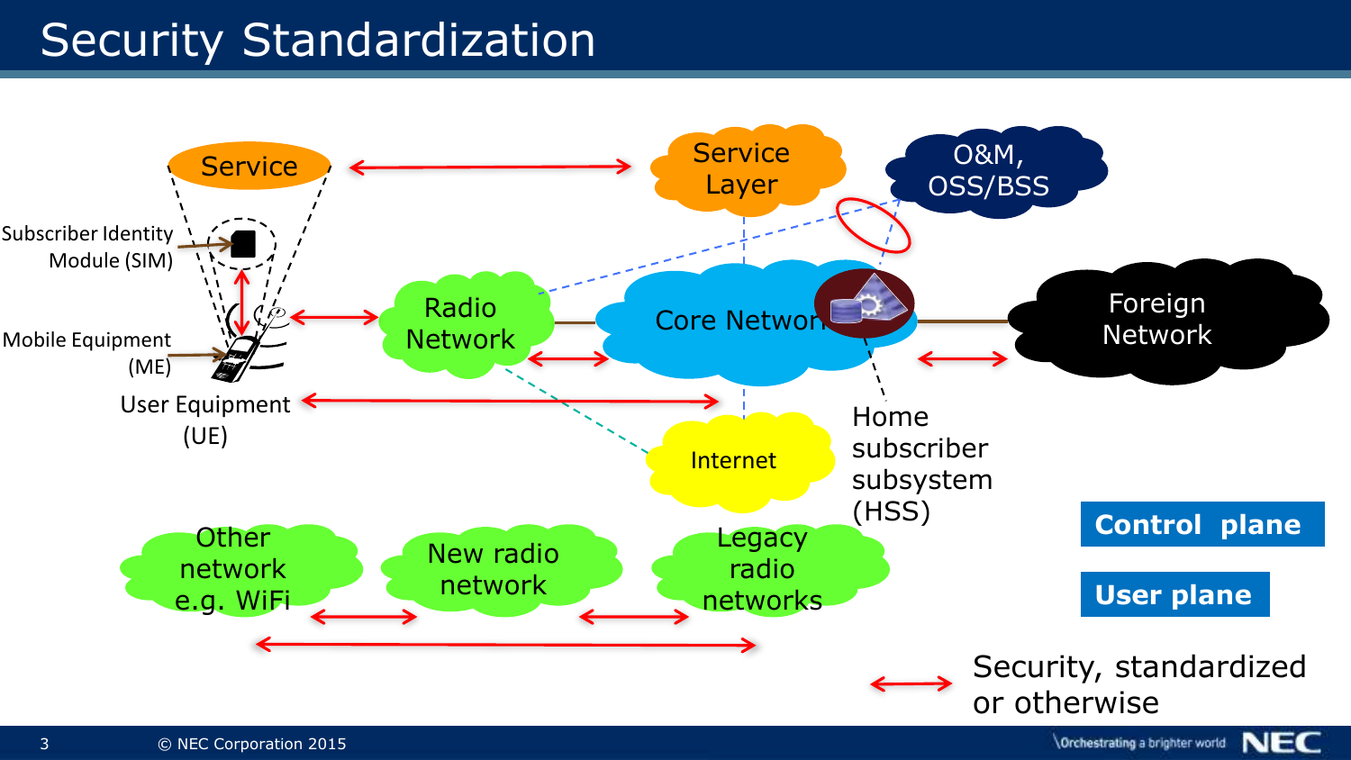# Security Standardization

Service

Subscriber Identity Module (SIM)

Mobile Equipment (ME)

User Equipment (UE)

Service Layer

O&M, OSS/BSS

Radio Network

Core Network

Foreign Network

Internet

Home subscriber subsystem (HSS)

Other network e.g. WiFi

New radio network

Legacy radio networks

**Control plane**

**User plane**

Security, standardized or otherwise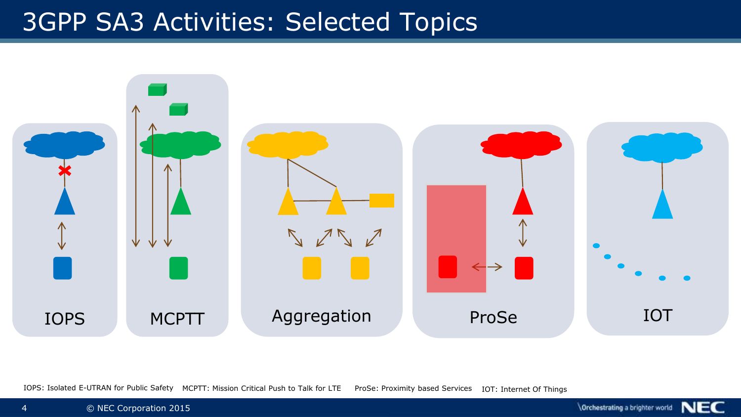# 3GPP SA3 Activities: Selected Topics

IOPS

MCPTT

Aggregation

ProSe

IOT

IOPS: Isolated E-UTRAN for Public Safety  MCPTT: Mission Critical Push to Talk for LTE  ProSe: Proximity based Services  IOT: Internet Of Things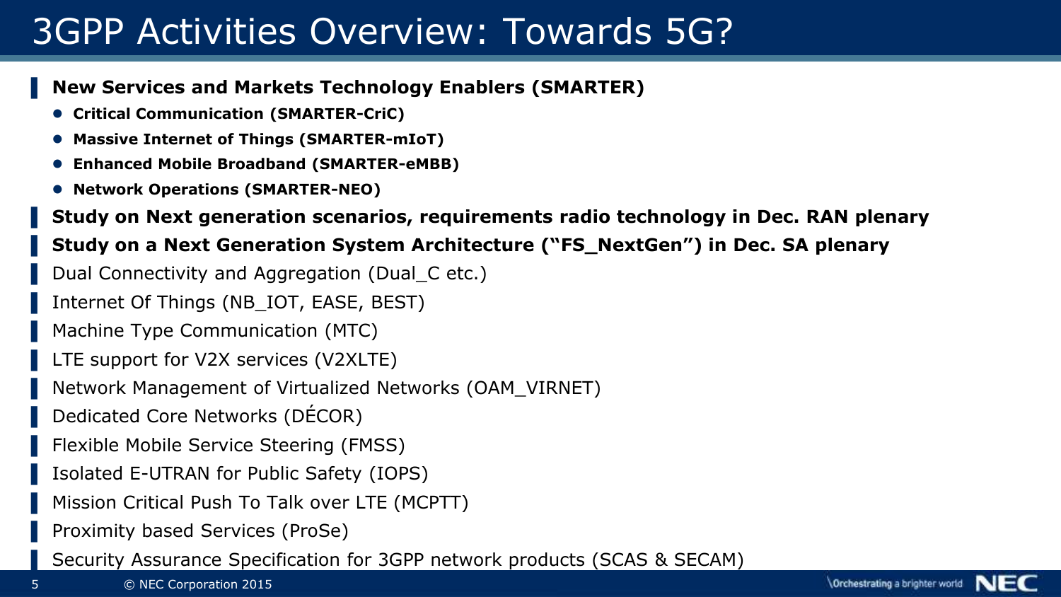# 3GPP Activities Overview: Towards 5G?

- **New Services and Markets Technology Enablers (SMARTER)**
  - **Critical Communication (SMARTER-CriC)**
  - **Massive Internet of Things (SMARTER-mIoT)**
  - **Enhanced Mobile Broadband (SMARTER-eMBB)**
  - **Network Operations (SMARTER-NEO)**
- **Study on Next generation scenarios, requirements radio technology in Dec. RAN plenary**
- **Study on a Next Generation System Architecture (“FS_NextGen”) in Dec. SA plenary**
- Dual Connectivity and Aggregation (Dual_C etc.)
- Internet Of Things (NB_IOT, EASE, BEST)
- Machine Type Communication (MTC)
- LTE support for V2X services (V2XLTE)
- Network Management of Virtualized Networks (OAM_VIRNET)
- Dedicated Core Networks (DÉCOR)
- Flexible Mobile Service Steering (FMSS)
- Isolated E-UTRAN for Public Safety (IOPS)
- Mission Critical Push To Talk over LTE (MCPTT)
- Proximity based Services (ProSe)
- Security Assurance Specification for 3GPP network products (SCAS & SECAM)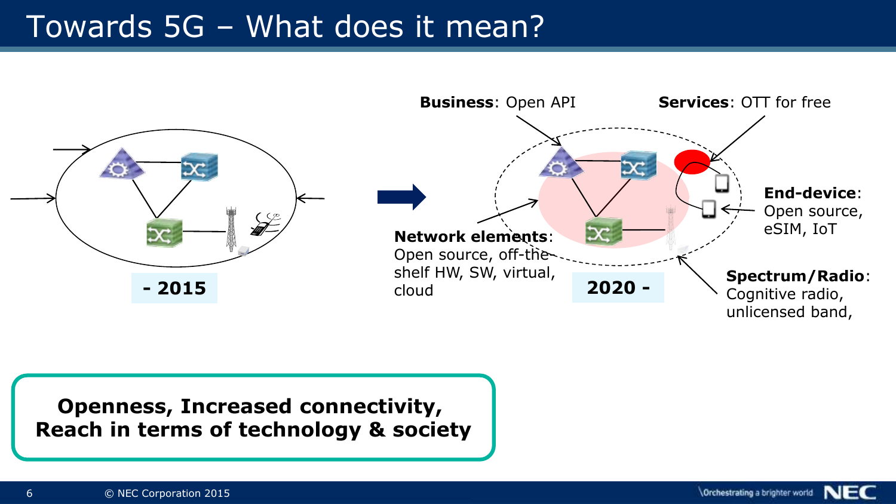# Towards 5G – What does it mean?

**- 2015**

**2020 -**

**Business**: Open API

**Services**: OTT for free

**End-device**: Open source, eSIM, IoT

**Network elements**: Open source, off-the-shelf HW, SW, virtual, cloud

**Spectrum/Radio**: Cognitive radio, unlicensed band,

**Openness, Increased connectivity, Reach in terms of technology & society**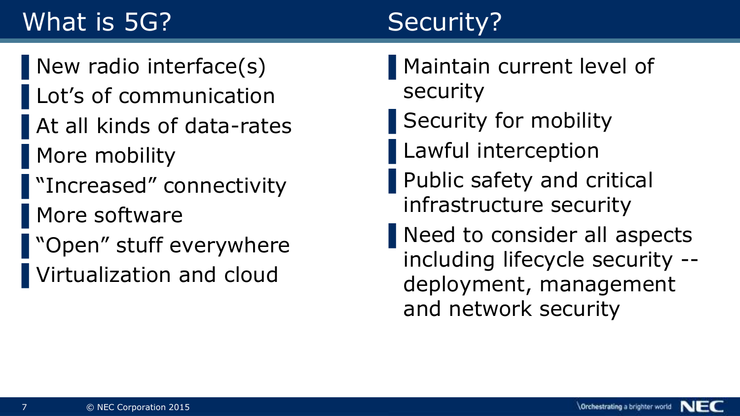## What is 5G?

- New radio interface(s)
- Lot’s of communication
- At all kinds of data-rates
- More mobility
- “Increased” connectivity
- More software
- “Open” stuff everywhere
- Virtualization and cloud

## Security?

- Maintain current level of security
- Security for mobility
- Lawful interception
- Public safety and critical infrastructure security
- Need to consider all aspects including lifecycle security -- deployment, management and network security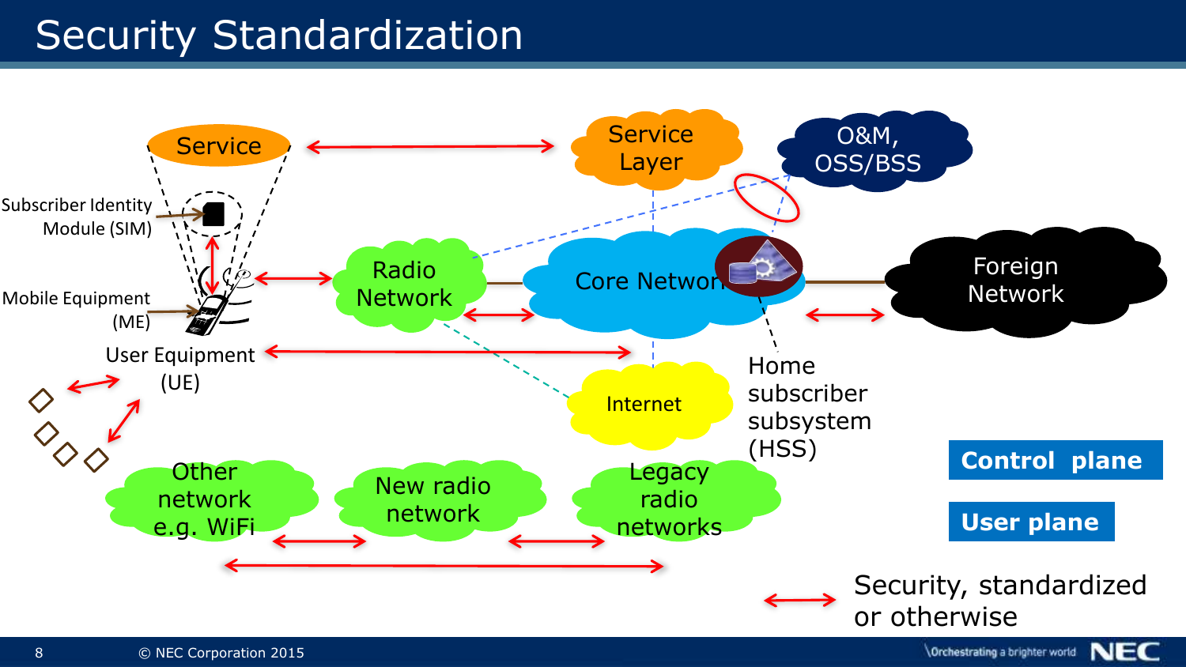# Security Standardization

Service

Service Layer

O&M, OSS/BSS

Subscriber Identity Module (SIM)

Mobile Equipment (ME)

User Equipment (UE)

Radio Network

Core Network

Foreign Network

Internet

Home subscriber subsystem (HSS)

Other network e.g. WiFi

New radio network

Legacy radio networks

**Control plane**

**User plane**

Security, standardized or otherwise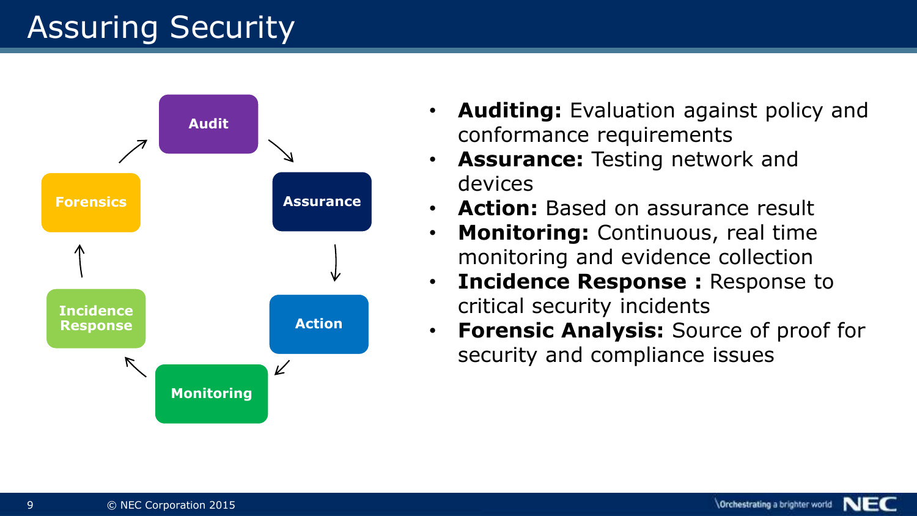# Assuring Security

Audit → Assurance → Action → Monitoring → Incidence Response → Forensics → Audit

- **Auditing:** Evaluation against policy and conformance requirements
- **Assurance:** Testing network and devices
- **Action:** Based on assurance result
- **Monitoring:** Continuous, real time monitoring and evidence collection
- **Incidence Response :** Response to critical security incidents
- **Forensic Analysis:** Source of proof for security and compliance issues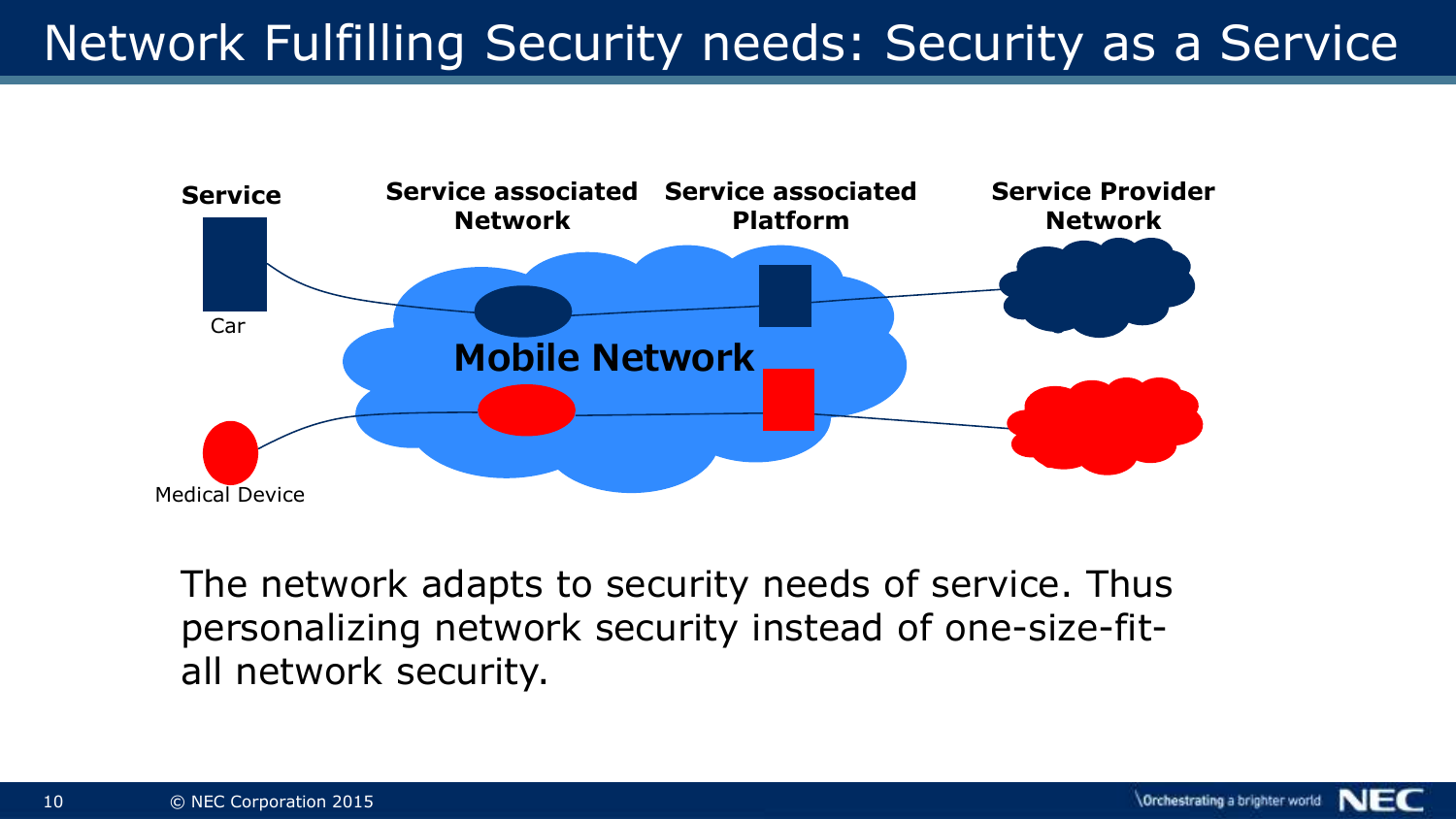# Network Fulfilling Security needs: Security as a Service

Service | Service associated Network | Service associated Platform | Service Provider Network

Car

Mobile Network

Medical Device

The network adapts to security needs of service. Thus personalizing network security instead of one-size-fit-all network security.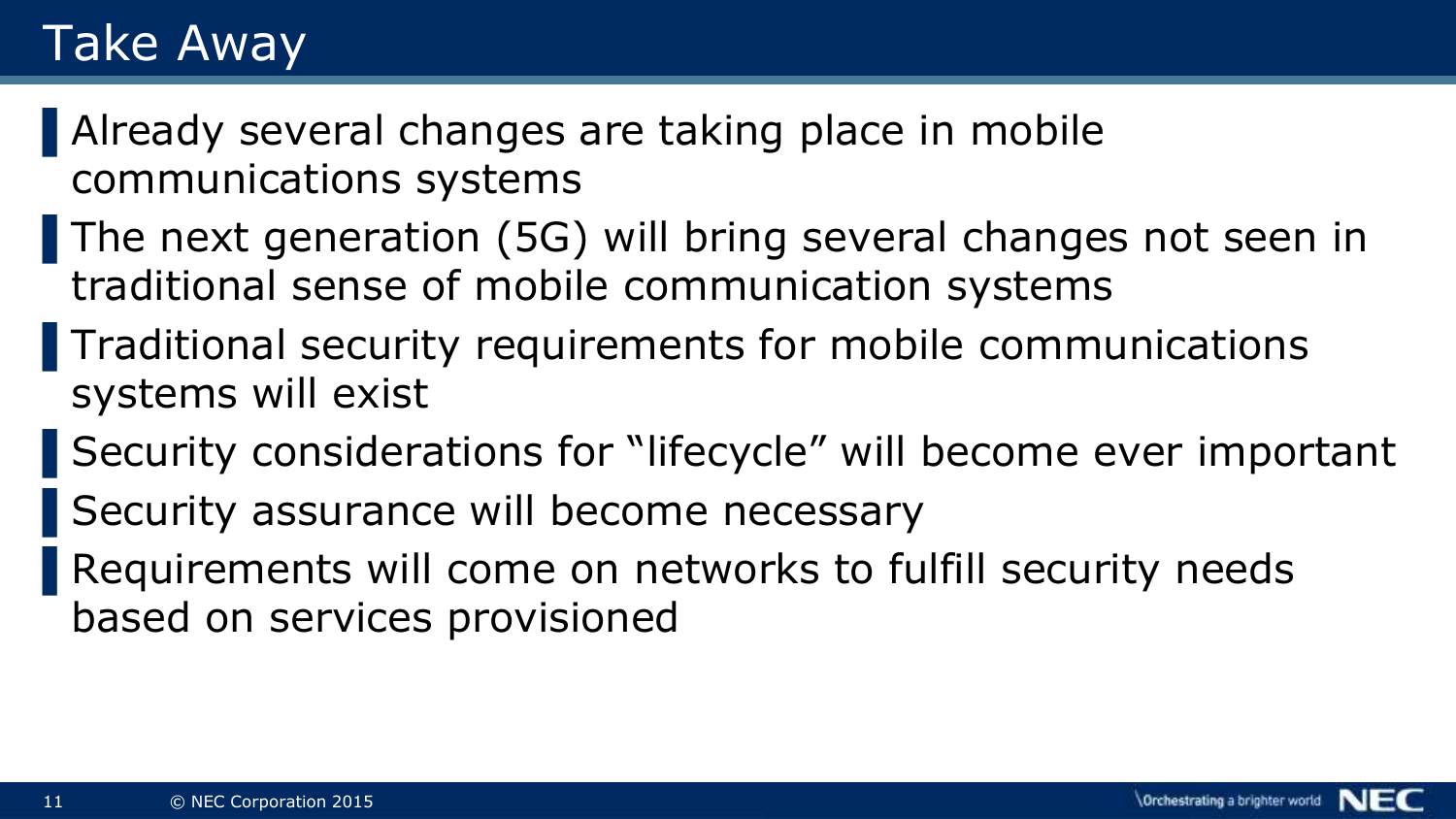# Take Away

- Already several changes are taking place in mobile communications systems
- The next generation (5G) will bring several changes not seen in traditional sense of mobile communication systems
- Traditional security requirements for mobile communications systems will exist
- Security considerations for “lifecycle” will become ever important
- Security assurance will become necessary
- Requirements will come on networks to fulfill security needs based on services provisioned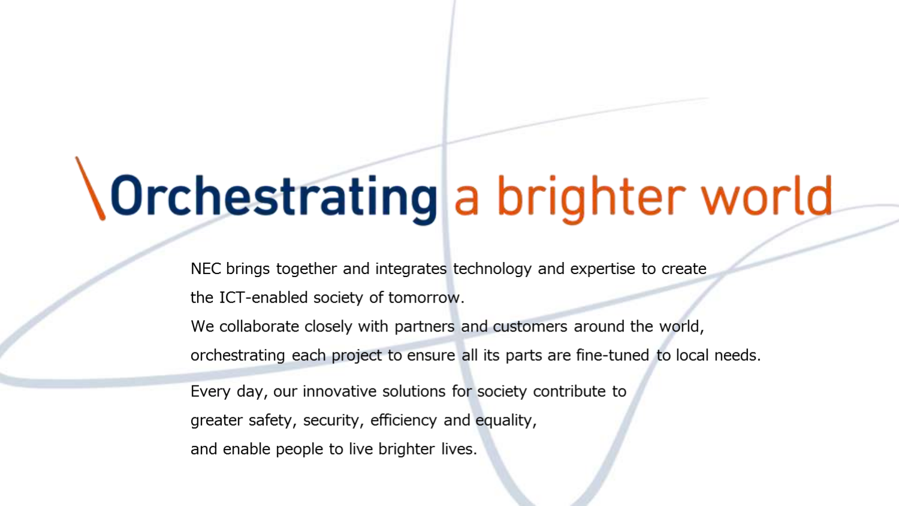# \Orchestrating a brighter world

NEC brings together and integrates technology and expertise to create the ICT-enabled society of tomorrow.
We collaborate closely with partners and customers around the world, orchestrating each project to ensure all its parts are fine-tuned to local needs.

Every day, our innovative solutions for society contribute to greater safety, security, efficiency and equality, and enable people to live brighter lives.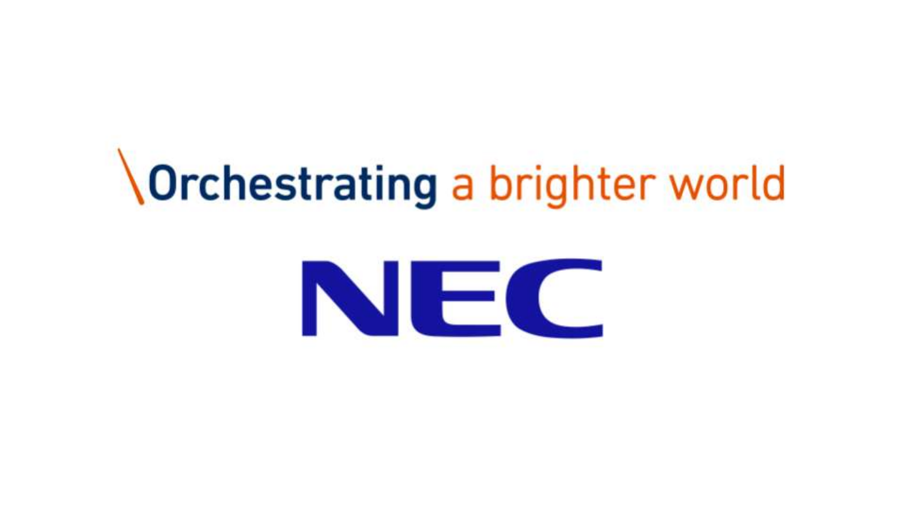\Orchestrating a brighter world

NEC